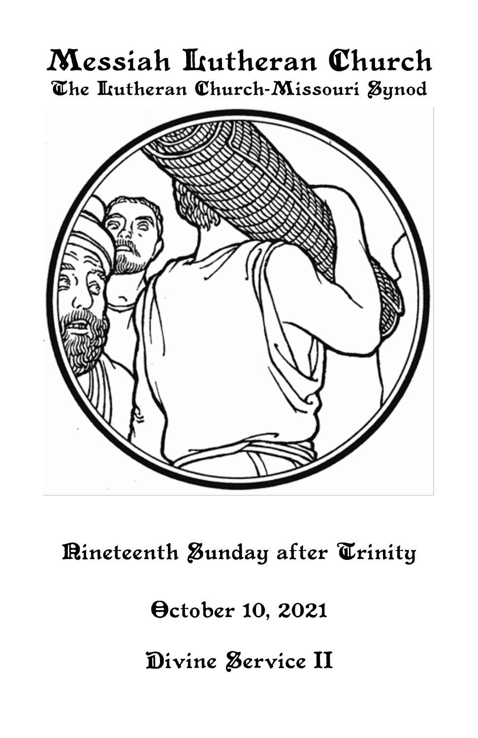# Messiah Lutheran Church

## The Lutheran Church-Missouri Synod

## Nineteenth Sunday after Trinity

## October 10, 2021

## Divine Service II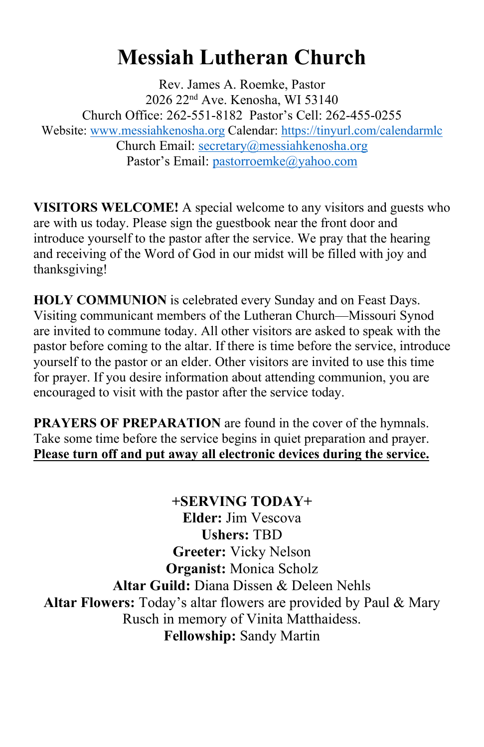# Messiah Lutheran Church

Rev. James A. Roemke, Pastor
2026 22nd Ave. Kenosha, WI 53140
Church Office: 262-551-8182 Pastor's Cell: 262-455-0255
Website: www.messiahkenosha.org Calendar: https://tinyurl.com/calendarmlc
Church Email: secretary@messiahkenosha.org
Pastor's Email: pastorroemke@yahoo.com

**VISITORS WELCOME!** A special welcome to any visitors and guests who are with us today. Please sign the guestbook near the front door and introduce yourself to the pastor after the service. We pray that the hearing and receiving of the Word of God in our midst will be filled with joy and thanksgiving!

**HOLY COMMUNION** is celebrated every Sunday and on Feast Days. Visiting communicant members of the Lutheran Church—Missouri Synod are invited to commune today. All other visitors are asked to speak with the pastor before coming to the altar. If there is time before the service, introduce yourself to the pastor or an elder. Other visitors are invited to use this time for prayer. If you desire information about attending communion, you are encouraged to visit with the pastor after the service today.

**PRAYERS OF PREPARATION** are found in the cover of the hymnals. Take some time before the service begins in quiet preparation and prayer. **Please turn off and put away all electronic devices during the service.**

**+SERVING TODAY+**
**Elder:** Jim Vescova
**Ushers:** TBD
**Greeter:** Vicky Nelson
**Organist:** Monica Scholz
**Altar Guild:** Diana Dissen & Deleen Nehls
**Altar Flowers:** Today's altar flowers are provided by Paul & Mary Rusch in memory of Vinita Matthaidess.
**Fellowship:** Sandy Martin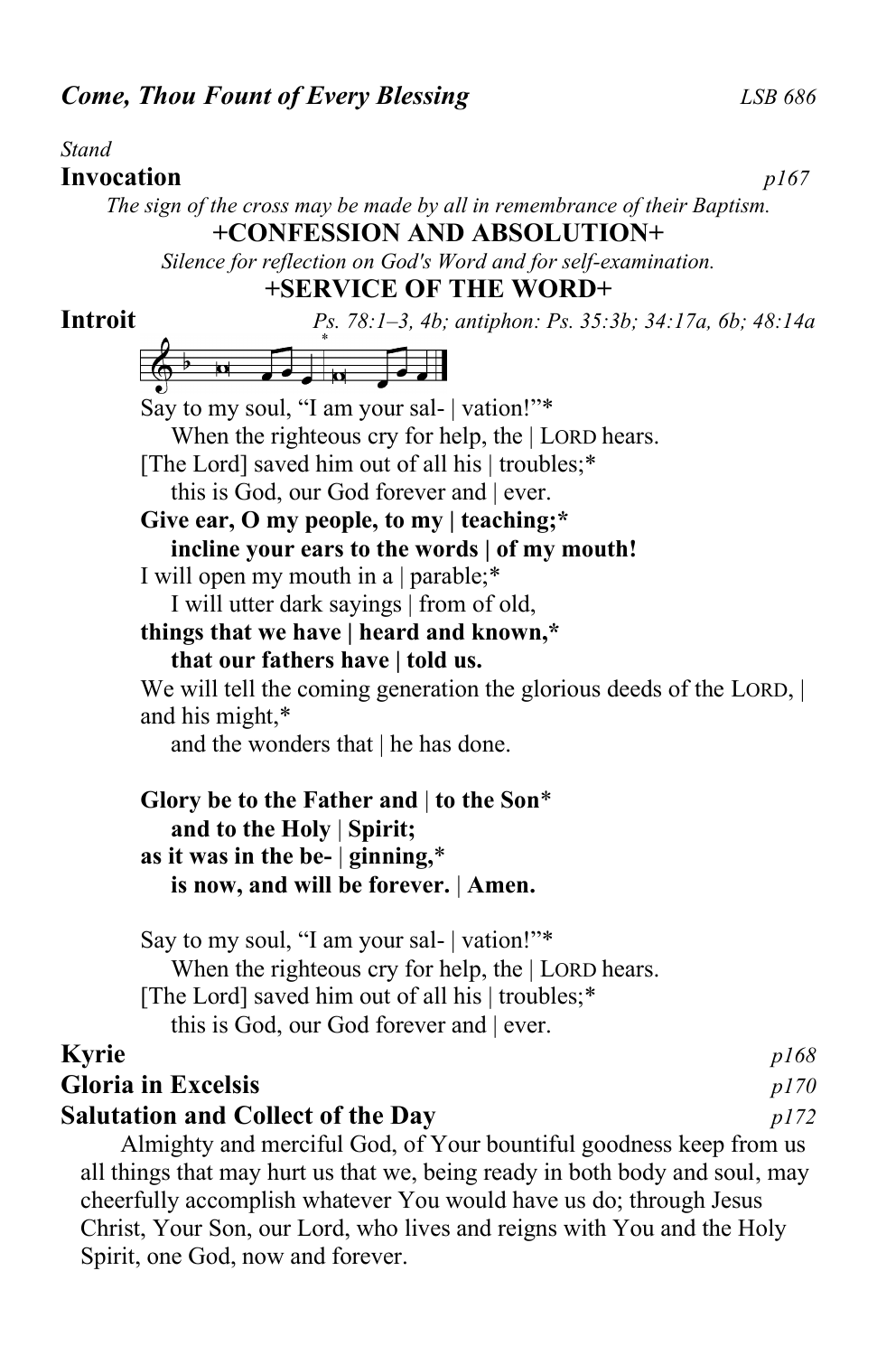***Come, Thou Fount of Every Blessing*** *LSB 686*

*Stand*

**Invocation** *p167*

*The sign of the cross may be made by all in remembrance of their Baptism.*

**+CONFESSION AND ABSOLUTION+**

*Silence for reflection on God's Word and for self-examination.*

**+SERVICE OF THE WORD+**

**Introit** *Ps. 78:1–3, 4b; antiphon: Ps. 35:3b; 34:17a, 6b; 48:14a*

Say to my soul, "I am your sal- | vation!"*
When the righteous cry for help, the | LORD hears.
[The Lord] saved him out of all his | troubles;*
this is God, our God forever and | ever.
**Give ear, O my people, to my | teaching;***
**incline your ears to the words | of my mouth!**
I will open my mouth in a | parable;*
I will utter dark sayings | from of old,
**things that we have | heard and known,***
**that our fathers have | told us.**
We will tell the coming generation the glorious deeds of the LORD, | and his might,*
and the wonders that | he has done.

**Glory be to the Father and | to the Son***
**and to the Holy | Spirit;**
**as it was in the be- | ginning,***
**is now, and will be forever. | Amen.**

Say to my soul, "I am your sal- | vation!"*
When the righteous cry for help, the | LORD hears.
[The Lord] saved him out of all his | troubles;*
this is God, our God forever and | ever.

**Kyrie** *p168*

**Gloria in Excelsis** *p170*

**Salutation and Collect of the Day** *p172*

Almighty and merciful God, of Your bountiful goodness keep from us all things that may hurt us that we, being ready in both body and soul, may cheerfully accomplish whatever You would have us do; through Jesus Christ, Your Son, our Lord, who lives and reigns with You and the Holy Spirit, one God, now and forever.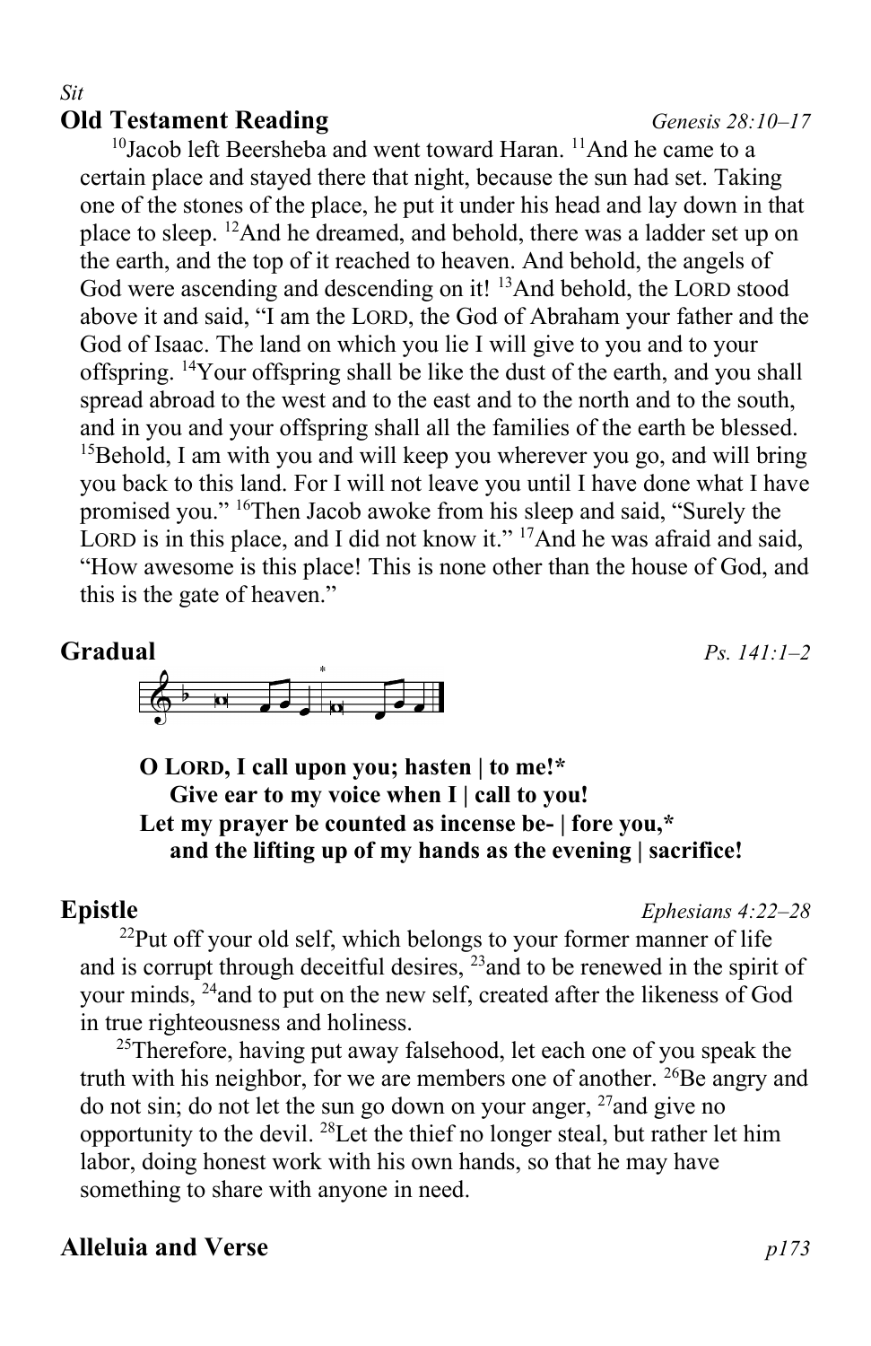*Sit*

**Old Testament Reading** *Genesis 28:10–17*

[10]Jacob left Beersheba and went toward Haran. [11]And he came to a certain place and stayed there that night, because the sun had set. Taking one of the stones of the place, he put it under his head and lay down in that place to sleep. [12]And he dreamed, and behold, there was a ladder set up on the earth, and the top of it reached to heaven. And behold, the angels of God were ascending and descending on it! [13]And behold, the LORD stood above it and said, "I am the LORD, the God of Abraham your father and the God of Isaac. The land on which you lie I will give to you and to your offspring. [14]Your offspring shall be like the dust of the earth, and you shall spread abroad to the west and to the east and to the north and to the south, and in you and your offspring shall all the families of the earth be blessed. [15]Behold, I am with you and will keep you wherever you go, and will bring you back to this land. For I will not leave you until I have done what I have promised you." [16]Then Jacob awoke from his sleep and said, "Surely the LORD is in this place, and I did not know it." [17]And he was afraid and said, "How awesome is this place! This is none other than the house of God, and this is the gate of heaven."

**Gradual** *Ps. 141:1–2*

**O LORD, I call upon you; hasten | to me!***
**Give ear to my voice when I | call to you!**
**Let my prayer be counted as incense be- | fore you,***
**and the lifting up of my hands as the evening | sacrifice!**

**Epistle** *Ephesians 4:22–28*

[22]Put off your old self, which belongs to your former manner of life and is corrupt through deceitful desires, [23]and to be renewed in the spirit of your minds, [24]and to put on the new self, created after the likeness of God in true righteousness and holiness.

[25]Therefore, having put away falsehood, let each one of you speak the truth with his neighbor, for we are members one of another. [26]Be angry and do not sin; do not let the sun go down on your anger, [27]and give no opportunity to the devil. [28]Let the thief no longer steal, but rather let him labor, doing honest work with his own hands, so that he may have something to share with anyone in need.

**Alleluia and Verse** *p173*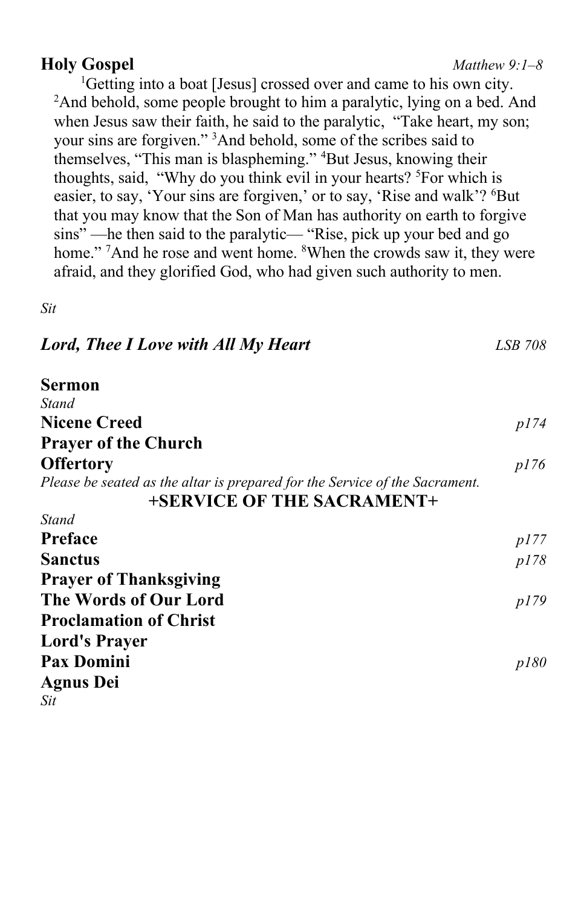**Holy Gospel** *Matthew 9:1–8*

[1]Getting into a boat [Jesus] crossed over and came to his own city. [2]And behold, some people brought to him a paralytic, lying on a bed. And when Jesus saw their faith, he said to the paralytic, "Take heart, my son; your sins are forgiven." [3]And behold, some of the scribes said to themselves, "This man is blaspheming." [4]But Jesus, knowing their thoughts, said, "Why do you think evil in your hearts? [5]For which is easier, to say, 'Your sins are forgiven,' or to say, 'Rise and walk'? [6]But that you may know that the Son of Man has authority on earth to forgive sins" —he then said to the paralytic— "Rise, pick up your bed and go home." [7]And he rose and went home. [8]When the crowds saw it, they were afraid, and they glorified God, who had given such authority to men.

*Sit*

***Lord, Thee I Love with All My Heart*** *LSB 708*

**Sermon**

*Stand*

**Nicene Creed** *p174*

**Prayer of the Church**

**Offertory** *p176*

*Please be seated as the altar is prepared for the Service of the Sacrament.*

**+SERVICE OF THE SACRAMENT+**

*Stand*

**Preface** *p177*

**Sanctus** *p178*

**Prayer of Thanksgiving**

**The Words of Our Lord** *p179*

**Proclamation of Christ**

**Lord's Prayer**

**Pax Domini** *p180*

**Agnus Dei**

*Sit*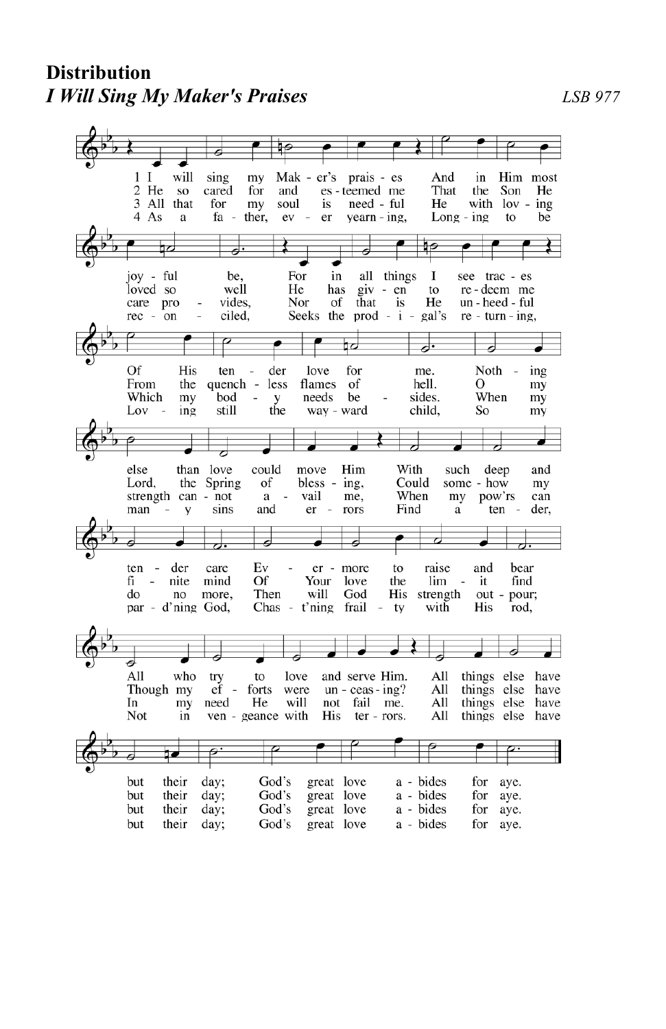**Distribution**

***I Will Sing My Maker's Praises*** *LSB 977*

1 I will sing my Maker's praises
And in Him most joyful be,
For in all things I see traces
Of His tender love for me.
Nothing else than love could move Him
With such deep and tender care
Evermore to raise and bear
All who try to love and serve Him.
All things else have but their day;
God's great love abides for aye.

2 He so cared for and esteemed me
That the Son He loved so well
He has given to redeem me
From the quenchless flames of hell.
O my Lord, the Spring of blessing,
Could somehow my finite mind
Of Your love the limit find
Though my efforts were unceasing?
All things else have but their day;
God's great love abides for aye.

3 All that for my soul is needful
He with loving care provides,
Nor of that is He unheedful
Which my body needs besides.
When my strength cannot avail me,
When my pow'rs can do no more,
Then will God His strength outpour;
In my need He will not fail me.
All things else have but their day;
God's great love abides for aye.

4 As a father, ever yearning,
Longing to be reconciled,
Seeks the prodigal's returning,
Loving still the wayward child,
So my many sins and errors
Find a tender, pard'ning God,
Chast'ning frailty with His rod,
Not in vengeance with His terrors.
All things else have but their day;
God's great love abides for aye.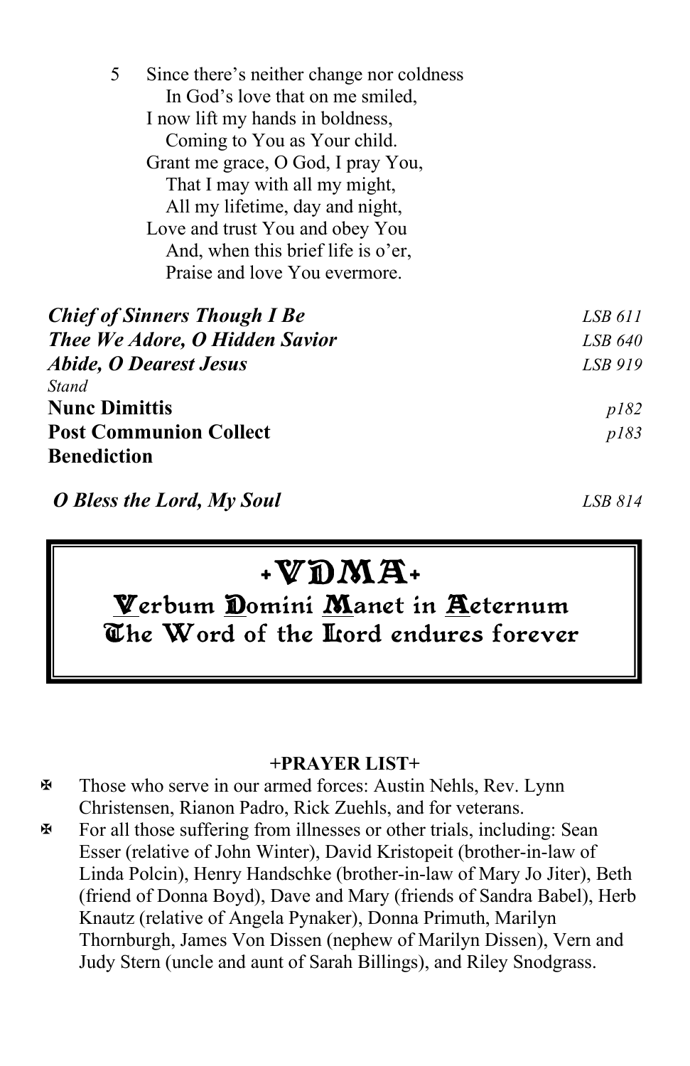5 Since there's neither change nor coldness
In God's love that on me smiled,
I now lift my hands in boldness,
Coming to You as Your child.
Grant me grace, O God, I pray You,
That I may with all my might,
All my lifetime, day and night,
Love and trust You and obey You
And, when this brief life is o'er,
Praise and love You evermore.

***Chief of Sinners Though I Be*** *LSB 611*
***Thee We Adore, O Hidden Savior*** *LSB 640*
***Abide, O Dearest Jesus*** *LSB 919*
*Stand*
**Nunc Dimittis** *p182*
**Post Communion Collect** *p183*
**Benediction**

***O Bless the Lord, My Soul*** *LSB 814*

**+VDMA+**
**Verbum Domini Manet in Aeternum**
**The Word of the Lord endures forever**

**+PRAYER LIST+**

- ✠ Those who serve in our armed forces: Austin Nehls, Rev. Lynn Christensen, Rianon Padro, Rick Zuehls, and for veterans.
- ✠ For all those suffering from illnesses or other trials, including: Sean Esser (relative of John Winter), David Kristopeit (brother-in-law of Linda Polcin), Henry Handschke (brother-in-law of Mary Jo Jiter), Beth (friend of Donna Boyd), Dave and Mary (friends of Sandra Babel), Herb Knautz (relative of Angela Pynaker), Donna Primuth, Marilyn Thornburgh, James Von Dissen (nephew of Marilyn Dissen), Vern and Judy Stern (uncle and aunt of Sarah Billings), and Riley Snodgrass.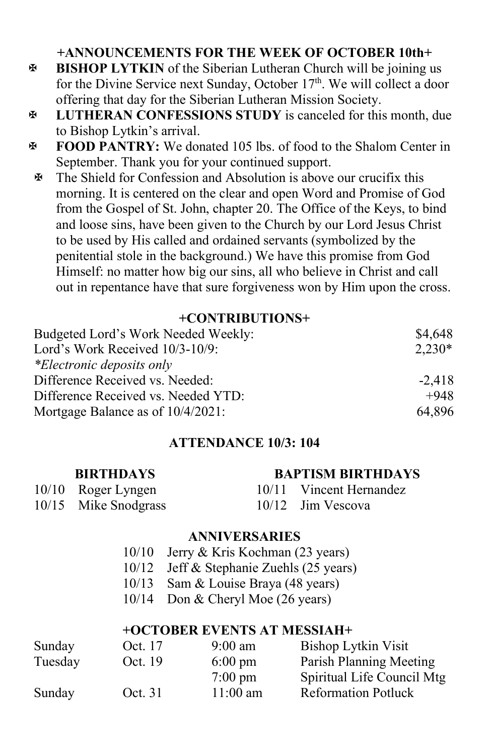## +ANNOUNCEMENTS FOR THE WEEK OF OCTOBER 10th+

- ✠ **BISHOP LYTKIN** of the Siberian Lutheran Church will be joining us for the Divine Service next Sunday, October 17th. We will collect a door offering that day for the Siberian Lutheran Mission Society.
- ✠ **LUTHERAN CONFESSIONS STUDY** is canceled for this month, due to Bishop Lytkin's arrival.
- ✠ **FOOD PANTRY:** We donated 105 lbs. of food to the Shalom Center in September. Thank you for your continued support.
- ✠ The Shield for Confession and Absolution is above our crucifix this morning. It is centered on the clear and open Word and Promise of God from the Gospel of St. John, chapter 20. The Office of the Keys, to bind and loose sins, have been given to the Church by our Lord Jesus Christ to be used by His called and ordained servants (symbolized by the penitential stole in the background.) We have this promise from God Himself: no matter how big our sins, all who believe in Christ and call out in repentance have that sure forgiveness won by Him upon the cross.

## +CONTRIBUTIONS+

| | |
|---|---|
| Budgeted Lord's Work Needed Weekly: | $4,648 |
| Lord's Work Received 10/3-10/9: | 2,230* |
| *\*Electronic deposits only* | |
| Difference Received vs. Needed: | -2,418 |
| Difference Received vs. Needed YTD: | +948 |
| Mortgage Balance as of 10/4/2021: | 64,896 |

## ATTENDANCE 10/3: 104

### BIRTHDAYS

10/10 Roger Lyngen
10/15 Mike Snodgrass

### BAPTISM BIRTHDAYS

10/11 Vincent Hernandez
10/12 Jim Vescova

### ANNIVERSARIES

10/10 Jerry & Kris Kochman (23 years)
10/12 Jeff & Stephanie Zuehls (25 years)
10/13 Sam & Louise Braya (48 years)
10/14 Don & Cheryl Moe (26 years)

## +OCTOBER EVENTS AT MESSIAH+

| | | | |
|---|---|---|---|
| Sunday | Oct. 17 | 9:00 am | Bishop Lytkin Visit |
| Tuesday | Oct. 19 | 6:00 pm | Parish Planning Meeting |
| | | 7:00 pm | Spiritual Life Council Mtg |
| Sunday | Oct. 31 | 11:00 am | Reformation Potluck |